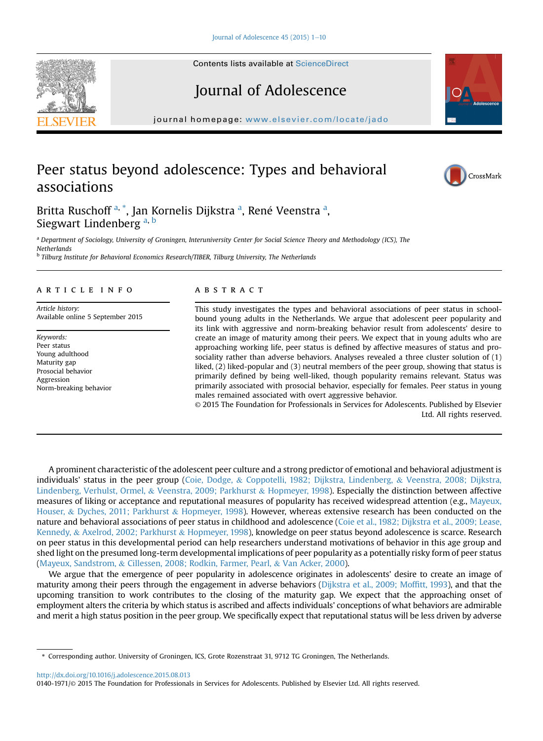# Peer status beyond adolescence: Types and behavioral associations

Britta Ruschoff [a,*], Jan Kornelis Dijkstra [a], René Veenstra [a], Siegwart Lindenberg [a,b]

[a] Department of Sociology, University of Groningen, Interuniversity Center for Social Science Theory and Methodology (ICS), The Netherlands

[b] Tilburg Institute for Behavioral Economics Research/TIBER, Tilburg University, The Netherlands

## ARTICLE INFO

*Article history:*
Available online 5 September 2015

*Keywords:*
Peer status
Young adulthood
Maturity gap
Prosocial behavior
Aggression
Norm-breaking behavior

## ABSTRACT

This study investigates the types and behavioral associations of peer status in school-bound young adults in the Netherlands. We argue that adolescent peer popularity and its link with aggressive and norm-breaking behavior result from adolescents' desire to create an image of maturity among their peers. We expect that in young adults who are approaching working life, peer status is defined by affective measures of status and prosociality rather than adverse behaviors. Analyses revealed a three cluster solution of (1) liked, (2) liked-popular and (3) neutral members of the peer group, showing that status is primarily defined by being well-liked, though popularity remains relevant. Status was primarily associated with prosocial behavior, especially for females. Peer status in young males remained associated with overt aggressive behavior.

© 2015 The Foundation for Professionals in Services for Adolescents. Published by Elsevier Ltd. All rights reserved.

A prominent characteristic of the adolescent peer culture and a strong predictor of emotional and behavioral adjustment is individuals' status in the peer group (Coie, Dodge, & Coppotelli, 1982; Dijkstra, Lindenberg, & Veenstra, 2008; Dijkstra, Lindenberg, Verhulst, Ormel, & Veenstra, 2009; Parkhurst & Hopmeyer, 1998). Especially the distinction between affective measures of liking or acceptance and reputational measures of popularity has received widespread attention (e.g., Mayeux, Houser, & Dyches, 2011; Parkhurst & Hopmeyer, 1998). However, whereas extensive research has been conducted on the nature and behavioral associations of peer status in childhood and adolescence (Coie et al., 1982; Dijkstra et al., 2009; Lease, Kennedy, & Axelrod, 2002; Parkhurst & Hopmeyer, 1998), knowledge on peer status beyond adolescence is scarce. Research on peer status in this developmental period can help researchers understand motivations of behavior in this age group and shed light on the presumed long-term developmental implications of peer popularity as a potentially risky form of peer status (Mayeux, Sandstrom, & Cillessen, 2008; Rodkin, Farmer, Pearl, & Van Acker, 2000).

We argue that the emergence of peer popularity in adolescence originates in adolescents' desire to create an image of maturity among their peers through the engagement in adverse behaviors (Dijkstra et al., 2009; Moffitt, 1993), and that the upcoming transition to work contributes to the closing of the maturity gap. We expect that the approaching onset of employment alters the criteria by which status is ascribed and affects individuals' conceptions of what behaviors are admirable and merit a high status position in the peer group. We specifically expect that reputational status will be less driven by adverse

* Corresponding author. University of Groningen, ICS, Grote Rozenstraat 31, 9712 TG Groningen, The Netherlands.

http://dx.doi.org/10.1016/j.adolescence.2015.08.013
0140-1971/© 2015 The Foundation for Professionals in Services for Adolescents. Published by Elsevier Ltd. All rights reserved.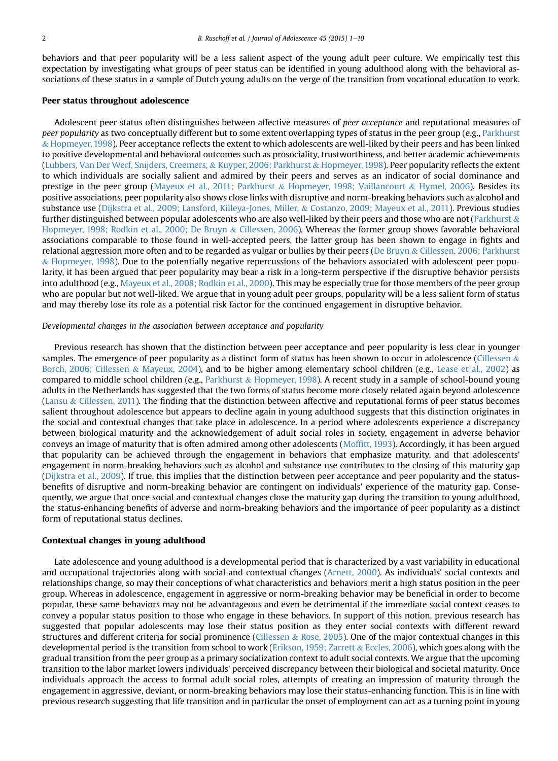behaviors and that peer popularity will be a less salient aspect of the young adult peer culture. We empirically test this expectation by investigating what groups of peer status can be identified in young adulthood along with the behavioral associations of these status in a sample of Dutch young adults on the verge of the transition from vocational education to work.

## Peer status throughout adolescence

Adolescent peer status often distinguishes between affective measures of *peer acceptance* and reputational measures of *peer popularity* as two conceptually different but to some extent overlapping types of status in the peer group (e.g., Parkhurst & Hopmeyer, 1998). Peer acceptance reflects the extent to which adolescents are well-liked by their peers and has been linked to positive developmental and behavioral outcomes such as prosociality, trustworthiness, and better academic achievements (Lubbers, Van Der Werf, Snijders, Creemers, & Kuyper, 2006; Parkhurst & Hopmeyer, 1998). Peer popularity reflects the extent to which individuals are socially salient and admired by their peers and serves as an indicator of social dominance and prestige in the peer group (Mayeux et al., 2011; Parkhurst & Hopmeyer, 1998; Vaillancourt & Hymel, 2006). Besides its positive associations, peer popularity also shows close links with disruptive and norm-breaking behaviors such as alcohol and substance use (Dijkstra et al., 2009; Lansford, Killeya-Jones, Miller, & Costanzo, 2009; Mayeux et al., 2011). Previous studies further distinguished between popular adolescents who are also well-liked by their peers and those who are not (Parkhurst & Hopmeyer, 1998; Rodkin et al., 2000; De Bruyn & Cillessen, 2006). Whereas the former group shows favorable behavioral associations comparable to those found in well-accepted peers, the latter group has been shown to engage in fights and relational aggression more often and to be regarded as vulgar or bullies by their peers (De Bruyn & Cillessen, 2006; Parkhurst & Hopmeyer, 1998). Due to the potentially negative repercussions of the behaviors associated with adolescent peer popularity, it has been argued that peer popularity may bear a risk in a long-term perspective if the disruptive behavior persists into adulthood (e.g., Mayeux et al., 2008; Rodkin et al., 2000). This may be especially true for those members of the peer group who are popular but not well-liked. We argue that in young adult peer groups, popularity will be a less salient form of status and may thereby lose its role as a potential risk factor for the continued engagement in disruptive behavior.

### *Developmental changes in the association between acceptance and popularity*

Previous research has shown that the distinction between peer acceptance and peer popularity is less clear in younger samples. The emergence of peer popularity as a distinct form of status has been shown to occur in adolescence (Cillessen & Borch, 2006; Cillessen & Mayeux, 2004), and to be higher among elementary school children (e.g., Lease et al., 2002) as compared to middle school children (e.g., Parkhurst & Hopmeyer, 1998). A recent study in a sample of school-bound young adults in the Netherlands has suggested that the two forms of status become more closely related again beyond adolescence (Lansu & Cillessen, 2011). The finding that the distinction between affective and reputational forms of peer status becomes salient throughout adolescence but appears to decline again in young adulthood suggests that this distinction originates in the social and contextual changes that take place in adolescence. In a period where adolescents experience a discrepancy between biological maturity and the acknowledgement of adult social roles in society, engagement in adverse behavior conveys an image of maturity that is often admired among other adolescents (Moffitt, 1993). Accordingly, it has been argued that popularity can be achieved through the engagement in behaviors that emphasize maturity, and that adolescents' engagement in norm-breaking behaviors such as alcohol and substance use contributes to the closing of this maturity gap (Dijkstra et al., 2009). If true, this implies that the distinction between peer acceptance and peer popularity and the status-benefits of disruptive and norm-breaking behavior are contingent on individuals' experience of the maturity gap. Consequently, we argue that once social and contextual changes close the maturity gap during the transition to young adulthood, the status-enhancing benefits of adverse and norm-breaking behaviors and the importance of peer popularity as a distinct form of reputational status declines.

## Contextual changes in young adulthood

Late adolescence and young adulthood is a developmental period that is characterized by a vast variability in educational and occupational trajectories along with social and contextual changes (Arnett, 2000). As individuals' social contexts and relationships change, so may their conceptions of what characteristics and behaviors merit a high status position in the peer group. Whereas in adolescence, engagement in aggressive or norm-breaking behavior may be beneficial in order to become popular, these same behaviors may not be advantageous and even be detrimental if the immediate social context ceases to convey a popular status position to those who engage in these behaviors. In support of this notion, previous research has suggested that popular adolescents may lose their status position as they enter social contexts with different reward structures and different criteria for social prominence (Cillessen & Rose, 2005). One of the major contextual changes in this developmental period is the transition from school to work (Erikson, 1959; Zarrett & Eccles, 2006), which goes along with the gradual transition from the peer group as a primary socialization context to adult social contexts. We argue that the upcoming transition to the labor market lowers individuals' perceived discrepancy between their biological and societal maturity. Once individuals approach the access to formal adult social roles, attempts of creating an impression of maturity through the engagement in aggressive, deviant, or norm-breaking behaviors may lose their status-enhancing function. This is in line with previous research suggesting that life transition and in particular the onset of employment can act as a turning point in young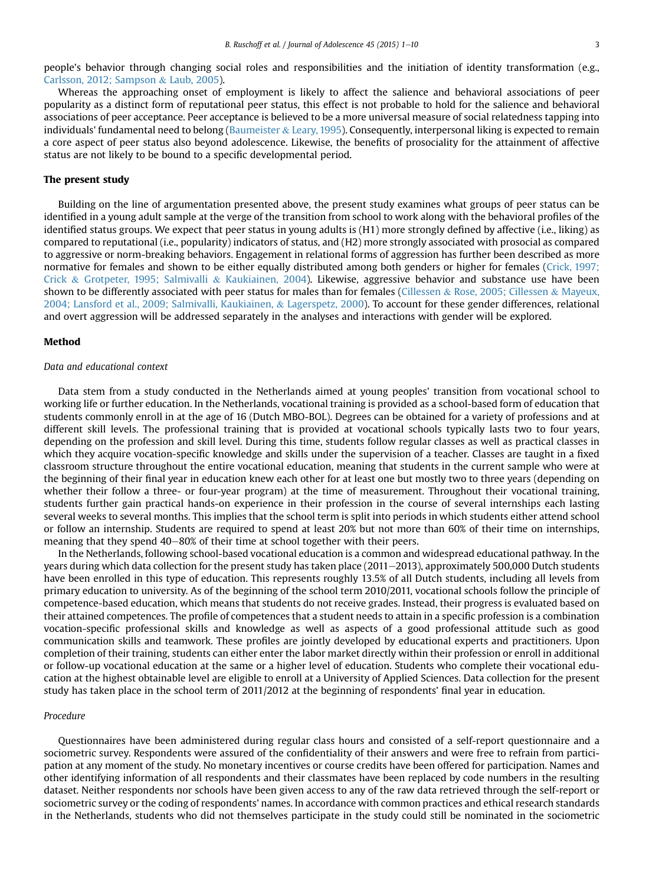people's behavior through changing social roles and responsibilities and the initiation of identity transformation (e.g., Carlsson, 2012; Sampson & Laub, 2005).

Whereas the approaching onset of employment is likely to affect the salience and behavioral associations of peer popularity as a distinct form of reputational peer status, this effect is not probable to hold for the salience and behavioral associations of peer acceptance. Peer acceptance is believed to be a more universal measure of social relatedness tapping into individuals' fundamental need to belong (Baumeister & Leary, 1995). Consequently, interpersonal liking is expected to remain a core aspect of peer status also beyond adolescence. Likewise, the benefits of prosociality for the attainment of affective status are not likely to be bound to a specific developmental period.

## The present study

Building on the line of argumentation presented above, the present study examines what groups of peer status can be identified in a young adult sample at the verge of the transition from school to work along with the behavioral profiles of the identified status groups. We expect that peer status in young adults is (H1) more strongly defined by affective (i.e., liking) as compared to reputational (i.e., popularity) indicators of status, and (H2) more strongly associated with prosocial as compared to aggressive or norm-breaking behaviors. Engagement in relational forms of aggression has further been described as more normative for females and shown to be either equally distributed among both genders or higher for females (Crick, 1997; Crick & Grotpeter, 1995; Salmivalli & Kaukiainen, 2004). Likewise, aggressive behavior and substance use have been shown to be differently associated with peer status for males than for females (Cillessen & Rose, 2005; Cillessen & Mayeux, 2004; Lansford et al., 2009; Salmivalli, Kaukiainen, & Lagerspetz, 2000). To account for these gender differences, relational and overt aggression will be addressed separately in the analyses and interactions with gender will be explored.

## Method

### *Data and educational context*

Data stem from a study conducted in the Netherlands aimed at young peoples' transition from vocational school to working life or further education. In the Netherlands, vocational training is provided as a school-based form of education that students commonly enroll in at the age of 16 (Dutch MBO-BOL). Degrees can be obtained for a variety of professions and at different skill levels. The professional training that is provided at vocational schools typically lasts two to four years, depending on the profession and skill level. During this time, students follow regular classes as well as practical classes in which they acquire vocation-specific knowledge and skills under the supervision of a teacher. Classes are taught in a fixed classroom structure throughout the entire vocational education, meaning that students in the current sample who were at the beginning of their final year in education knew each other for at least one but mostly two to three years (depending on whether their follow a three- or four-year program) at the time of measurement. Throughout their vocational training, students further gain practical hands-on experience in their profession in the course of several internships each lasting several weeks to several months. This implies that the school term is split into periods in which students either attend school or follow an internship. Students are required to spend at least 20% but not more than 60% of their time on internships, meaning that they spend 40–80% of their time at school together with their peers.

In the Netherlands, following school-based vocational education is a common and widespread educational pathway. In the years during which data collection for the present study has taken place (2011–2013), approximately 500,000 Dutch students have been enrolled in this type of education. This represents roughly 13.5% of all Dutch students, including all levels from primary education to university. As of the beginning of the school term 2010/2011, vocational schools follow the principle of competence-based education, which means that students do not receive grades. Instead, their progress is evaluated based on their attained competences. The profile of competences that a student needs to attain in a specific profession is a combination vocation-specific professional skills and knowledge as well as aspects of a good professional attitude such as good communication skills and teamwork. These profiles are jointly developed by educational experts and practitioners. Upon completion of their training, students can either enter the labor market directly within their profession or enroll in additional or follow-up vocational education at the same or a higher level of education. Students who complete their vocational education at the highest obtainable level are eligible to enroll at a University of Applied Sciences. Data collection for the present study has taken place in the school term of 2011/2012 at the beginning of respondents' final year in education.

### *Procedure*

Questionnaires have been administered during regular class hours and consisted of a self-report questionnaire and a sociometric survey. Respondents were assured of the confidentiality of their answers and were free to refrain from participation at any moment of the study. No monetary incentives or course credits have been offered for participation. Names and other identifying information of all respondents and their classmates have been replaced by code numbers in the resulting dataset. Neither respondents nor schools have been given access to any of the raw data retrieved through the self-report or sociometric survey or the coding of respondents' names. In accordance with common practices and ethical research standards in the Netherlands, students who did not themselves participate in the study could still be nominated in the sociometric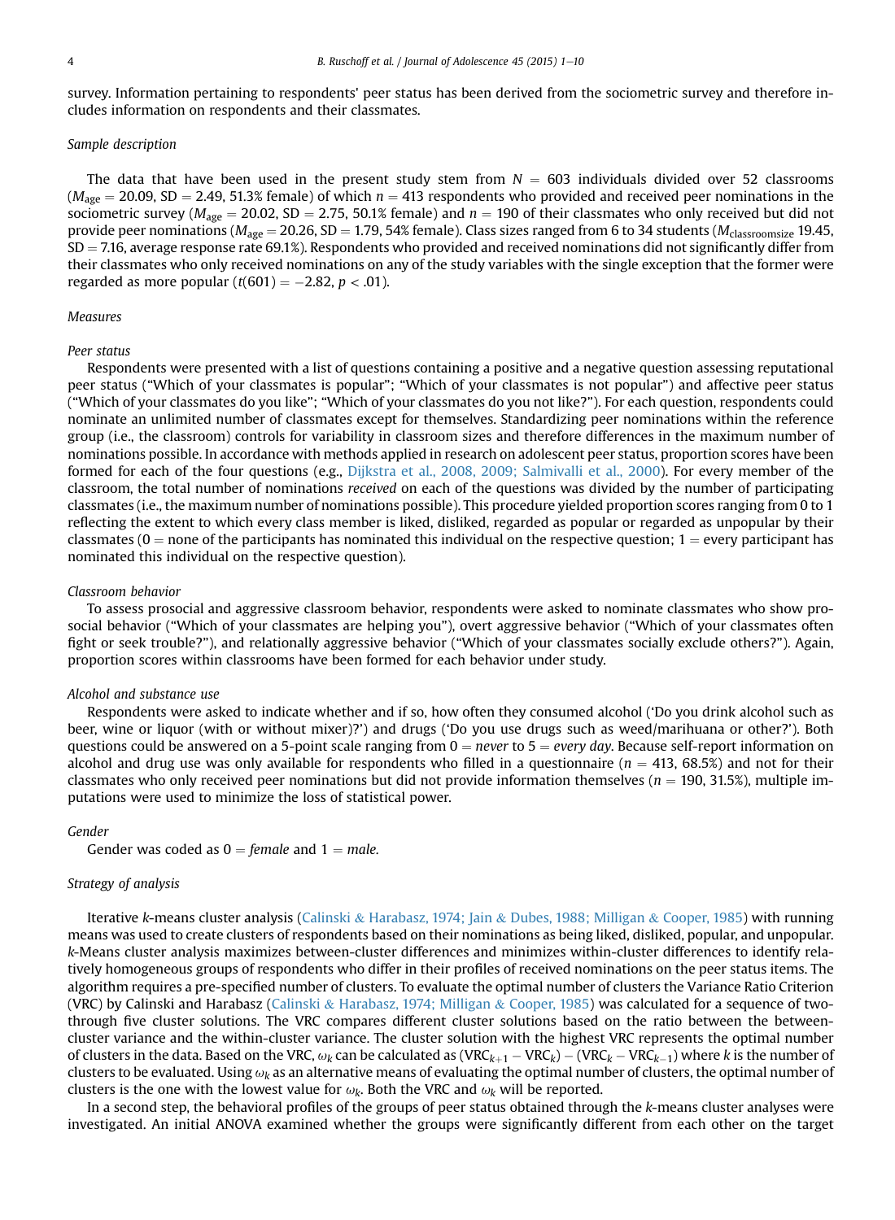survey. Information pertaining to respondents' peer status has been derived from the sociometric survey and therefore includes information on respondents and their classmates.

### Sample description

The data that have been used in the present study stem from $N = 603$ individuals divided over 52 classrooms ($M_{age} = 20.09$, SD = 2.49, 51.3% female) of which $n = 413$ respondents who provided and received peer nominations in the sociometric survey ($M_{age} = 20.02$, SD = 2.75, 50.1% female) and $n = 190$ of their classmates who only received but did not provide peer nominations ($M_{age} = 20.26$, SD = 1.79, 54% female). Class sizes ranged from 6 to 34 students ($M_{classroomsize}$ 19.45, SD = 7.16, average response rate 69.1%). Respondents who provided and received nominations did not significantly differ from their classmates who only received nominations on any of the study variables with the single exception that the former were regarded as more popular ($t(601) = -2.82$, $p < .01$).

### Measures

#### Peer status

Respondents were presented with a list of questions containing a positive and a negative question assessing reputational peer status ("Which of your classmates is popular"; "Which of your classmates is not popular") and affective peer status ("Which of your classmates do you like"; "Which of your classmates do you not like?"). For each question, respondents could nominate an unlimited number of classmates except for themselves. Standardizing peer nominations within the reference group (i.e., the classroom) controls for variability in classroom sizes and therefore differences in the maximum number of nominations possible. In accordance with methods applied in research on adolescent peer status, proportion scores have been formed for each of the four questions (e.g., Dijkstra et al., 2008, 2009; Salmivalli et al., 2000). For every member of the classroom, the total number of nominations *received* on each of the questions was divided by the number of participating classmates (i.e., the maximum number of nominations possible). This procedure yielded proportion scores ranging from 0 to 1 reflecting the extent to which every class member is liked, disliked, regarded as popular or regarded as unpopular by their classmates (0 = none of the participants has nominated this individual on the respective question; 1 = every participant has nominated this individual on the respective question).

#### Classroom behavior

To assess prosocial and aggressive classroom behavior, respondents were asked to nominate classmates who show prosocial behavior ("Which of your classmates are helping you"), overt aggressive behavior ("Which of your classmates often fight or seek trouble?"), and relationally aggressive behavior ("Which of your classmates socially exclude others?"). Again, proportion scores within classrooms have been formed for each behavior under study.

#### Alcohol and substance use

Respondents were asked to indicate whether and if so, how often they consumed alcohol ('Do you drink alcohol such as beer, wine or liquor (with or without mixer)?') and drugs ('Do you use drugs such as weed/marihuana or other?'). Both questions could be answered on a 5-point scale ranging from 0 = *never* to 5 = *every day*. Because self-report information on alcohol and drug use was only available for respondents who filled in a questionnaire ($n = 413$, 68.5%) and not for their classmates who only received peer nominations but did not provide information themselves ($n = 190$, 31.5%), multiple imputations were used to minimize the loss of statistical power.

#### Gender

Gender was coded as 0 = *female* and 1 = *male*.

### Strategy of analysis

Iterative *k*-means cluster analysis (Calinski & Harabasz, 1974; Jain & Dubes, 1988; Milligan & Cooper, 1985) with running means was used to create clusters of respondents based on their nominations as being liked, disliked, popular, and unpopular. *k*-Means cluster analysis maximizes between-cluster differences and minimizes within-cluster differences to identify relatively homogeneous groups of respondents who differ in their profiles of received nominations on the peer status items. The algorithm requires a pre-specified number of clusters. To evaluate the optimal number of clusters the Variance Ratio Criterion (VRC) by Calinski and Harabasz (Calinski & Harabasz, 1974; Milligan & Cooper, 1985) was calculated for a sequence of two-through five cluster solutions. The VRC compares different cluster solutions based on the ratio between the between-cluster variance and the within-cluster variance. The cluster solution with the highest VRC represents the optimal number of clusters in the data. Based on the VRC, $\omega_k$ can be calculated as $(VRC_{k+1} - VRC_k) - (VRC_k - VRC_{k-1})$ where $k$ is the number of clusters to be evaluated. Using $\omega_k$ as an alternative means of evaluating the optimal number of clusters, the optimal number of clusters is the one with the lowest value for $\omega_k$. Both the VRC and $\omega_k$ will be reported.

In a second step, the behavioral profiles of the groups of peer status obtained through the *k*-means cluster analyses were investigated. An initial ANOVA examined whether the groups were significantly different from each other on the target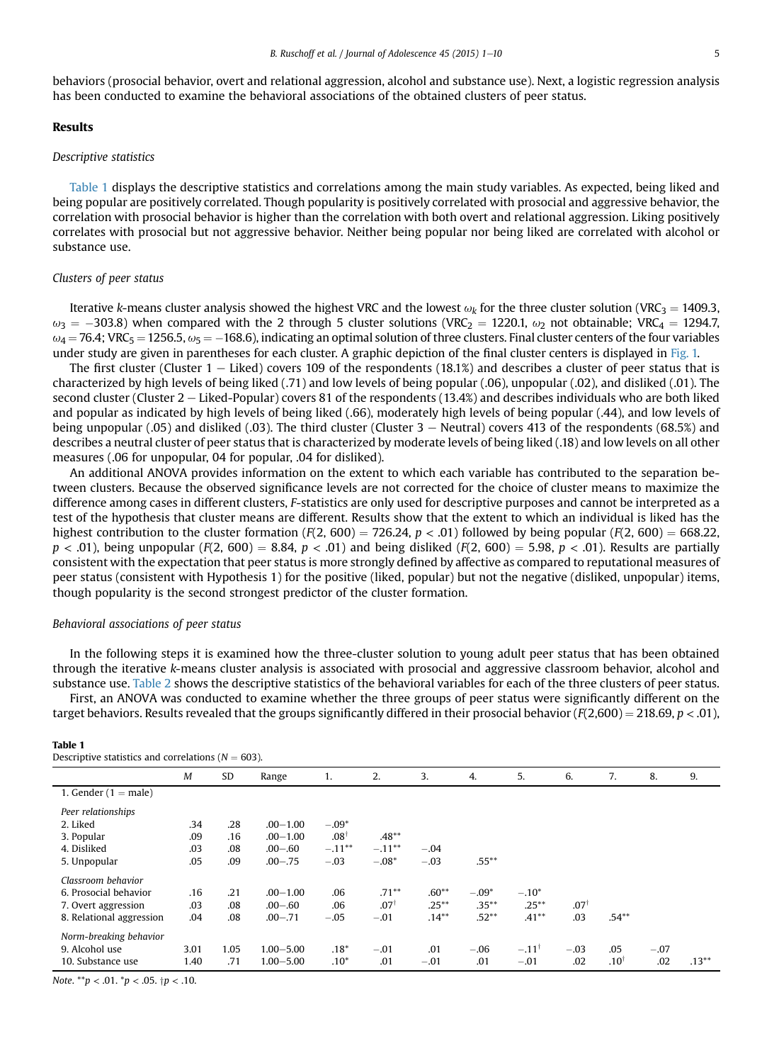behaviors (prosocial behavior, overt and relational aggression, alcohol and substance use). Next, a logistic regression analysis has been conducted to examine the behavioral associations of the obtained clusters of peer status.

## Results

### *Descriptive statistics*

Table 1 displays the descriptive statistics and correlations among the main study variables. As expected, being liked and being popular are positively correlated. Though popularity is positively correlated with prosocial and aggressive behavior, the correlation with prosocial behavior is higher than the correlation with both overt and relational aggression. Liking positively correlates with prosocial but not aggressive behavior. Neither being popular nor being liked are correlated with alcohol or substance use.

### *Clusters of peer status*

Iterative *k*-means cluster analysis showed the highest VRC and the lowest $\omega_k$ for the three cluster solution ($VRC_3 = 1409.3$, $\omega_3 = -303.8$) when compared with the 2 through 5 cluster solutions ($VRC_2 = 1220.1$, $\omega_2$ not obtainable; $VRC_4 = 1294.7$, $\omega_4 = 76.4$; $VRC_5 = 1256.5$, $\omega_5 = -168.6$), indicating an optimal solution of three clusters. Final cluster centers of the four variables under study are given in parentheses for each cluster. A graphic depiction of the final cluster centers is displayed in Fig. 1.

The first cluster (Cluster 1 − Liked) covers 109 of the respondents (18.1%) and describes a cluster of peer status that is characterized by high levels of being liked (.71) and low levels of being popular (.06), unpopular (.02), and disliked (.01). The second cluster (Cluster 2 − Liked-Popular) covers 81 of the respondents (13.4%) and describes individuals who are both liked and popular as indicated by high levels of being liked (.66), moderately high levels of being popular (.44), and low levels of being unpopular (.05) and disliked (.03). The third cluster (Cluster 3 − Neutral) covers 413 of the respondents (68.5%) and describes a neutral cluster of peer status that is characterized by moderate levels of being liked (.18) and low levels on all other measures (.06 for unpopular, 04 for popular, .04 for disliked).

An additional ANOVA provides information on the extent to which each variable has contributed to the separation between clusters. Because the observed significance levels are not corrected for the choice of cluster means to maximize the difference among cases in different clusters, *F*-statistics are only used for descriptive purposes and cannot be interpreted as a test of the hypothesis that cluster means are different. Results show that the extent to which an individual is liked has the highest contribution to the cluster formation ($F(2, 600) = 726.24$, $p < .01$) followed by being popular ($F(2, 600) = 668.22$, $p < .01$), being unpopular ($F(2, 600) = 8.84$, $p < .01$) and being disliked ($F(2, 600) = 5.98$, $p < .01$). Results are partially consistent with the expectation that peer status is more strongly defined by affective as compared to reputational measures of peer status (consistent with Hypothesis 1) for the positive (liked, popular) but not the negative (disliked, unpopular) items, though popularity is the second strongest predictor of the cluster formation.

### *Behavioral associations of peer status*

In the following steps it is examined how the three-cluster solution to young adult peer status that has been obtained through the iterative *k*-means cluster analysis is associated with prosocial and aggressive classroom behavior, alcohol and substance use. Table 2 shows the descriptive statistics of the behavioral variables for each of the three clusters of peer status.

First, an ANOVA was conducted to examine whether the three groups of peer status were significantly different on the target behaviors. Results revealed that the groups significantly differed in their prosocial behavior ($F(2,600) = 218.69$, $p < .01$),

**Table 1**
Descriptive statistics and correlations ($N = 603$).

| | *M* | SD | Range | 1. | 2. | 3. | 4. | 5. | 6. | 7. | 8. | 9. |
|---|---|---|---|---|---|---|---|---|---|---|---|---|
| 1. Gender (1 = male) | | | | | | | | | | | | |
| *Peer relationships* | | | | | | | | | | | | |
| 2. Liked | .34 | .28 | .00−1.00 | −.09* | | | | | | | | |
| 3. Popular | .09 | .16 | .00−1.00 | .08† | .48** | | | | | | | |
| 4. Disliked | .03 | .08 | .00−.60 | −.11** | −.11** | −.04 | | | | | | |
| 5. Unpopular | .05 | .09 | .00−.75 | −.03 | −.08* | −.03 | .55** | | | | | |
| *Classroom behavior* | | | | | | | | | | | | |
| 6. Prosocial behavior | .16 | .21 | .00−1.00 | .06 | .71** | .60** | −.09* | −.10* | | | | |
| 7. Overt aggression | .03 | .08 | .00−.60 | .06 | .07† | .25** | .35** | .25** | .07† | | | |
| 8. Relational aggression | .04 | .08 | .00−.71 | −.05 | −.01 | .14** | .52** | .41** | .03 | .54** | | |
| *Norm-breaking behavior* | | | | | | | | | | | | |
| 9. Alcohol use | 3.01 | 1.05 | 1.00−5.00 | .18* | −.01 | .01 | −.06 | −.11† | −.03 | .05 | −.07 | |
| 10. Substance use | 1.40 | .71 | 1.00−5.00 | .10* | .01 | −.01 | .01 | −.01 | .02 | .10† | .02 | .13** |

*Note.* **$p < .01$. *$p < .05$. †$p < .10$.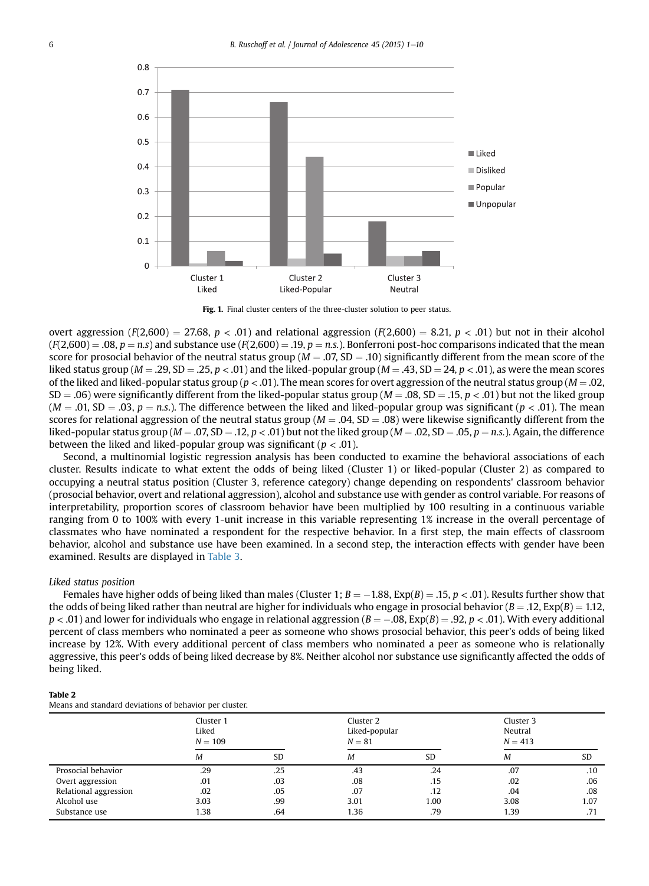Fig. 1. Final cluster centers of the three-cluster solution to peer status.

overt aggression ($F(2,600) = 27.68$, $p < .01$) and relational aggression ($F(2,600) = 8.21$, $p < .01$) but not in their alcohol ($F(2,600) = .08$, $p = n.s$) and substance use ($F(2,600) = .19$, $p = n.s.$). Bonferroni post-hoc comparisons indicated that the mean score for prosocial behavior of the neutral status group ($M = .07$, SD = .10) significantly different from the mean score of the liked status group ($M = .29$, SD = .25, $p < .01$) and the liked-popular group ($M = .43$, SD = 24, $p < .01$), as were the mean scores of the liked and liked-popular status group ($p < .01$). The mean scores for overt aggression of the neutral status group ($M = .02$, SD = .06) were significantly different from the liked-popular status group ($M = .08$, SD = .15, $p < .01$) but not the liked group ($M = .01$, SD = .03, $p = n.s.$). The difference between the liked and liked-popular group was significant ($p < .01$). The mean scores for relational aggression of the neutral status group ($M = .04$, SD = .08) were likewise significantly different from the liked-popular status group ($M = .07$, SD = .12, $p < .01$) but not the liked group ($M = .02$, SD = .05, $p = n.s.$). Again, the difference between the liked and liked-popular group was significant ($p < .01$).

Second, a multinomial logistic regression analysis has been conducted to examine the behavioral associations of each cluster. Results indicate to what extent the odds of being liked (Cluster 1) or liked-popular (Cluster 2) as compared to occupying a neutral status position (Cluster 3, reference category) change depending on respondents' classroom behavior (prosocial behavior, overt and relational aggression), alcohol and substance use with gender as control variable. For reasons of interpretability, proportion scores of classroom behavior have been multiplied by 100 resulting in a continuous variable ranging from 0 to 100% with every 1-unit increase in this variable representing 1% increase in the overall percentage of classmates who have nominated a respondent for the respective behavior. In a first step, the main effects of classroom behavior, alcohol and substance use have been examined. In a second step, the interaction effects with gender have been examined. Results are displayed in Table 3.

*Liked status position*

Females have higher odds of being liked than males (Cluster 1; $B = -1.88$, $Exp(B) = .15$, $p < .01$). Results further show that the odds of being liked rather than neutral are higher for individuals who engage in prosocial behavior ($B = .12$, $Exp(B) = 1.12$, $p < .01$) and lower for individuals who engage in relational aggression ($B = -.08$, $Exp(B) = .92$, $p < .01$). With every additional percent of class members who nominated a peer as someone who shows prosocial behavior, this peer's odds of being liked increase by 12%. With every additional percent of class members who nominated a peer as someone who is relationally aggressive, this peer's odds of being liked decrease by 8%. Neither alcohol nor substance use significantly affected the odds of being liked.

**Table 2**
Means and standard deviations of behavior per cluster.

| | Cluster 1 Liked $N = 109$ | | Cluster 2 Liked-popular $N = 81$ | | Cluster 3 Neutral $N = 413$ | |
|---|---|---|---|---|---|---|
| | *M* | SD | *M* | SD | *M* | SD |
| Prosocial behavior | .29 | .25 | .43 | .24 | .07 | .10 |
| Overt aggression | .01 | .03 | .08 | .15 | .02 | .06 |
| Relational aggression | .02 | .05 | .07 | .12 | .04 | .08 |
| Alcohol use | 3.03 | .99 | 3.01 | 1.00 | 3.08 | 1.07 |
| Substance use | 1.38 | .64 | 1.36 | .79 | 1.39 | .71 |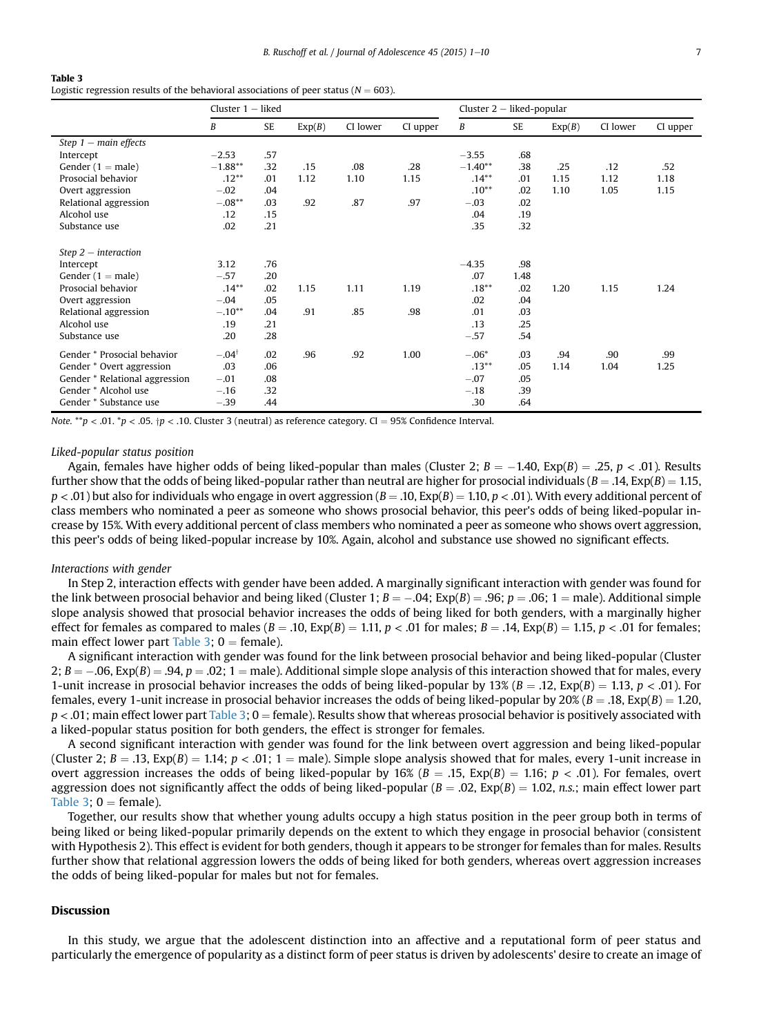**Table 3**
Logistic regression results of the behavioral associations of peer status ($N = 603$).

| | Cluster 1 − liked | | | | | Cluster 2 − liked-popular | | | | |
|---|---|---|---|---|---|---|---|---|---|---|
| | *B* | SE | Exp(*B*) | CI lower | CI upper | *B* | SE | Exp(*B*) | CI lower | CI upper |
| *Step 1 − main effects* | | | | | | | | | | |
| Intercept | −2.53 | .57 | | | | −3.55 | .68 | | | |
| Gender (1 = male) | −1.88** | .32 | .15 | .08 | .28 | −1.40** | .38 | .25 | .12 | .52 |
| Prosocial behavior | .12** | .01 | 1.12 | 1.10 | 1.15 | .14** | .01 | 1.15 | 1.12 | 1.18 |
| Overt aggression | −.02 | .04 | | | | .10** | .02 | 1.10 | 1.05 | 1.15 |
| Relational aggression | −.08** | .03 | .92 | .87 | .97 | −.03 | .02 | | | |
| Alcohol use | .12 | .15 | | | | .04 | .19 | | | |
| Substance use | .02 | .21 | | | | .35 | .32 | | | |
| *Step 2 − interaction* | | | | | | | | | | |
| Intercept | 3.12 | .76 | | | | −4.35 | .98 | | | |
| Gender (1 = male) | −.57 | .20 | | | | .07 | 1.48 | | | |
| Prosocial behavior | .14** | .02 | 1.15 | 1.11 | 1.19 | .18** | .02 | 1.20 | 1.15 | 1.24 |
| Overt aggression | −.04 | .05 | | | | .02 | .04 | | | |
| Relational aggression | −.10** | .04 | .91 | .85 | .98 | .01 | .03 | | | |
| Alcohol use | .19 | .21 | | | | .13 | .25 | | | |
| Substance use | .20 | .28 | | | | −.57 | .54 | | | |
| Gender * Prosocial behavior | −.04† | .02 | .96 | .92 | 1.00 | −.06* | .03 | .94 | .90 | .99 |
| Gender * Overt aggression | .03 | .06 | | | | .13** | .05 | 1.14 | 1.04 | 1.25 |
| Gender * Relational aggression | −.01 | .08 | | | | −.07 | .05 | | | |
| Gender * Alcohol use | −.16 | .32 | | | | −.18 | .39 | | | |
| Gender * Substance use | −.39 | .44 | | | | .30 | .64 | | | |

*Note.* ** $p < .01$. * $p < .05$. † $p < .10$. Cluster 3 (neutral) as reference category. CI = 95% Confidence Interval.

*Liked-popular status position*

Again, females have higher odds of being liked-popular than males (Cluster 2; $B = -1.40$, Exp($B$) = .25, $p < .01$). Results further show that the odds of being liked-popular rather than neutral are higher for prosocial individuals ($B = .14$, Exp($B$) = 1.15, $p < .01$) but also for individuals who engage in overt aggression ($B = .10$, Exp($B$) = 1.10, $p < .01$). With every additional percent of class members who nominated a peer as someone who shows prosocial behavior, this peer's odds of being liked-popular increase by 15%. With every additional percent of class members who nominated a peer as someone who shows overt aggression, this peer's odds of being liked-popular increase by 10%. Again, alcohol and substance use showed no significant effects.

*Interactions with gender*

In Step 2, interaction effects with gender have been added. A marginally significant interaction with gender was found for the link between prosocial behavior and being liked (Cluster 1; $B = -.04$; Exp($B$) = .96; $p = .06$; 1 = male). Additional simple slope analysis showed that prosocial behavior increases the odds of being liked for both genders, with a marginally higher effect for females as compared to males ($B = .10$, Exp($B$) = 1.11, $p < .01$ for males; $B = .14$, Exp($B$) = 1.15, $p < .01$ for females; main effect lower part Table 3; 0 = female).

A significant interaction with gender was found for the link between prosocial behavior and being liked-popular (Cluster 2; $B = -.06$, Exp($B$) = .94, $p = .02$; 1 = male). Additional simple slope analysis of this interaction showed that for males, every 1-unit increase in prosocial behavior increases the odds of being liked-popular by 13% ($B = .12$, Exp($B$) = 1.13, $p < .01$). For females, every 1-unit increase in prosocial behavior increases the odds of being liked-popular by 20% ($B = .18$, Exp($B$) = 1.20, $p < .01$; main effect lower part Table 3; 0 = female). Results show that whereas prosocial behavior is positively associated with a liked-popular status position for both genders, the effect is stronger for females.

A second significant interaction with gender was found for the link between overt aggression and being liked-popular (Cluster 2; $B = .13$, Exp($B$) = 1.14; $p < .01$; 1 = male). Simple slope analysis showed that for males, every 1-unit increase in overt aggression increases the odds of being liked-popular by 16% ($B = .15$, Exp($B$) = 1.16; $p < .01$). For females, overt aggression does not significantly affect the odds of being liked-popular ($B = .02$, Exp($B$) = 1.02, *n.s.*; main effect lower part Table 3; 0 = female).

Together, our results show that whether young adults occupy a high status position in the peer group both in terms of being liked or being liked-popular primarily depends on the extent to which they engage in prosocial behavior (consistent with Hypothesis 2). This effect is evident for both genders, though it appears to be stronger for females than for males. Results further show that relational aggression lowers the odds of being liked for both genders, whereas overt aggression increases the odds of being liked-popular for males but not for females.

## Discussion

In this study, we argue that the adolescent distinction into an affective and a reputational form of peer status and particularly the emergence of popularity as a distinct form of peer status is driven by adolescents' desire to create an image of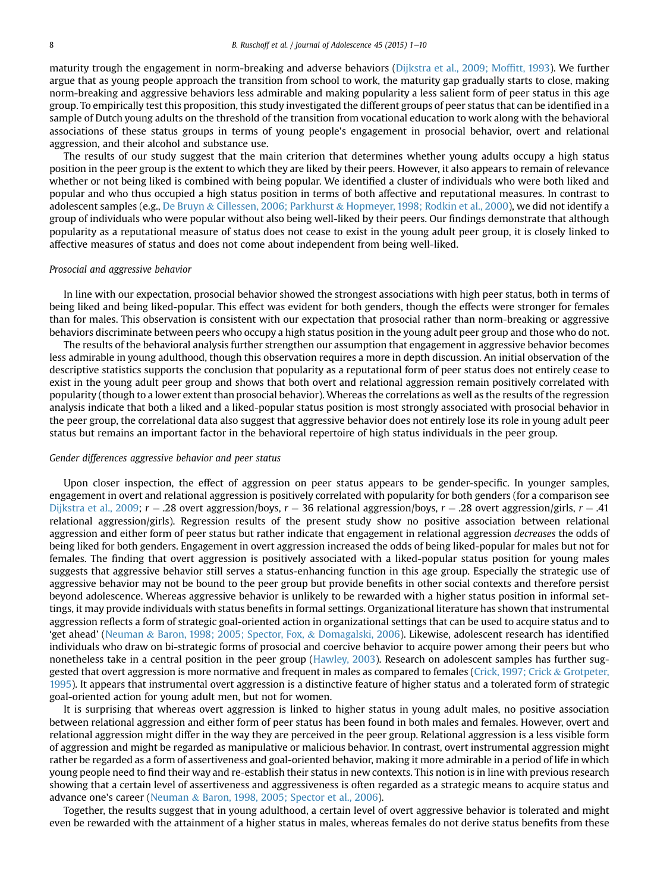maturity trough the engagement in norm-breaking and adverse behaviors (Dijkstra et al., 2009; Moffitt, 1993). We further argue that as young people approach the transition from school to work, the maturity gap gradually starts to close, making norm-breaking and aggressive behaviors less admirable and making popularity a less salient form of peer status in this age group. To empirically test this proposition, this study investigated the different groups of peer status that can be identified in a sample of Dutch young adults on the threshold of the transition from vocational education to work along with the behavioral associations of these status groups in terms of young people's engagement in prosocial behavior, overt and relational aggression, and their alcohol and substance use.

The results of our study suggest that the main criterion that determines whether young adults occupy a high status position in the peer group is the extent to which they are liked by their peers. However, it also appears to remain of relevance whether or not being liked is combined with being popular. We identified a cluster of individuals who were both liked and popular and who thus occupied a high status position in terms of both affective and reputational measures. In contrast to adolescent samples (e.g., De Bruyn & Cillessen, 2006; Parkhurst & Hopmeyer, 1998; Rodkin et al., 2000), we did not identify a group of individuals who were popular without also being well-liked by their peers. Our findings demonstrate that although popularity as a reputational measure of status does not cease to exist in the young adult peer group, it is closely linked to affective measures of status and does not come about independent from being well-liked.

*Prosocial and aggressive behavior*

In line with our expectation, prosocial behavior showed the strongest associations with high peer status, both in terms of being liked and being liked-popular. This effect was evident for both genders, though the effects were stronger for females than for males. This observation is consistent with our expectation that prosocial rather than norm-breaking or aggressive behaviors discriminate between peers who occupy a high status position in the young adult peer group and those who do not.

The results of the behavioral analysis further strengthen our assumption that engagement in aggressive behavior becomes less admirable in young adulthood, though this observation requires a more in depth discussion. An initial observation of the descriptive statistics supports the conclusion that popularity as a reputational form of peer status does not entirely cease to exist in the young adult peer group and shows that both overt and relational aggression remain positively correlated with popularity (though to a lower extent than prosocial behavior). Whereas the correlations as well as the results of the regression analysis indicate that both a liked and a liked-popular status position is most strongly associated with prosocial behavior in the peer group, the correlational data also suggest that aggressive behavior does not entirely lose its role in young adult peer status but remains an important factor in the behavioral repertoire of high status individuals in the peer group.

*Gender differences aggressive behavior and peer status*

Upon closer inspection, the effect of aggression on peer status appears to be gender-specific. In younger samples, engagement in overt and relational aggression is positively correlated with popularity for both genders (for a comparison see Dijkstra et al., 2009; $r = .28$ overt aggression/boys, $r = 36$ relational aggression/boys, $r = .28$ overt aggression/girls, $r = .41$ relational aggression/girls). Regression results of the present study show no positive association between relational aggression and either form of peer status but rather indicate that engagement in relational aggression *decreases* the odds of being liked for both genders. Engagement in overt aggression increased the odds of being liked-popular for males but not for females. The finding that overt aggression is positively associated with a liked-popular status position for young males suggests that aggressive behavior still serves a status-enhancing function in this age group. Especially the strategic use of aggressive behavior may not be bound to the peer group but provide benefits in other social contexts and therefore persist beyond adolescence. Whereas aggressive behavior is unlikely to be rewarded with a higher status position in informal settings, it may provide individuals with status benefits in formal settings. Organizational literature has shown that instrumental aggression reflects a form of strategic goal-oriented action in organizational settings that can be used to acquire status and to 'get ahead' (Neuman & Baron, 1998; 2005; Spector, Fox, & Domagalski, 2006). Likewise, adolescent research has identified individuals who draw on bi-strategic forms of prosocial and coercive behavior to acquire power among their peers but who nonetheless take in a central position in the peer group (Hawley, 2003). Research on adolescent samples has further suggested that overt aggression is more normative and frequent in males as compared to females (Crick, 1997; Crick & Grotpeter, 1995). It appears that instrumental overt aggression is a distinctive feature of higher status and a tolerated form of strategic goal-oriented action for young adult men, but not for women.

It is surprising that whereas overt aggression is linked to higher status in young adult males, no positive association between relational aggression and either form of peer status has been found in both males and females. However, overt and relational aggression might differ in the way they are perceived in the peer group. Relational aggression is a less visible form of aggression and might be regarded as manipulative or malicious behavior. In contrast, overt instrumental aggression might rather be regarded as a form of assertiveness and goal-oriented behavior, making it more admirable in a period of life in which young people need to find their way and re-establish their status in new contexts. This notion is in line with previous research showing that a certain level of assertiveness and aggressiveness is often regarded as a strategic means to acquire status and advance one's career (Neuman & Baron, 1998, 2005; Spector et al., 2006).

Together, the results suggest that in young adulthood, a certain level of overt aggressive behavior is tolerated and might even be rewarded with the attainment of a higher status in males, whereas females do not derive status benefits from these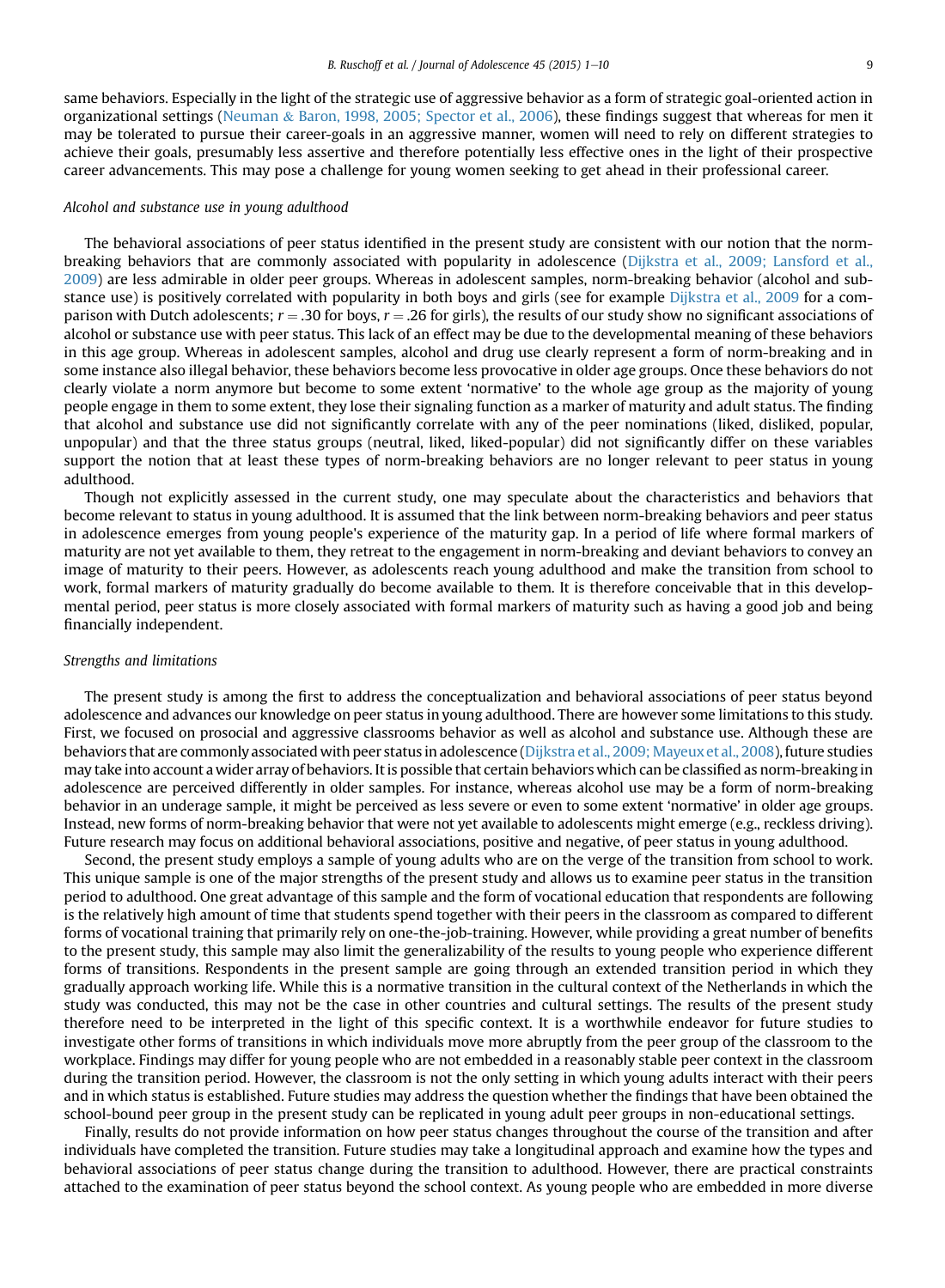same behaviors. Especially in the light of the strategic use of aggressive behavior as a form of strategic goal-oriented action in organizational settings (Neuman & Baron, 1998, 2005; Spector et al., 2006), these findings suggest that whereas for men it may be tolerated to pursue their career-goals in an aggressive manner, women will need to rely on different strategies to achieve their goals, presumably less assertive and therefore potentially less effective ones in the light of their prospective career advancements. This may pose a challenge for young women seeking to get ahead in their professional career.

*Alcohol and substance use in young adulthood*

The behavioral associations of peer status identified in the present study are consistent with our notion that the norm-breaking behaviors that are commonly associated with popularity in adolescence (Dijkstra et al., 2009; Lansford et al., 2009) are less admirable in older peer groups. Whereas in adolescent samples, norm-breaking behavior (alcohol and substance use) is positively correlated with popularity in both boys and girls (see for example Dijkstra et al., 2009 for a comparison with Dutch adolescents; $r = .30$ for boys, $r = .26$ for girls), the results of our study show no significant associations of alcohol or substance use with peer status. This lack of an effect may be due to the developmental meaning of these behaviors in this age group. Whereas in adolescent samples, alcohol and drug use clearly represent a form of norm-breaking and in some instance also illegal behavior, these behaviors become less provocative in older age groups. Once these behaviors do not clearly violate a norm anymore but become to some extent 'normative' to the whole age group as the majority of young people engage in them to some extent, they lose their signaling function as a marker of maturity and adult status. The finding that alcohol and substance use did not significantly correlate with any of the peer nominations (liked, disliked, popular, unpopular) and that the three status groups (neutral, liked, liked-popular) did not significantly differ on these variables support the notion that at least these types of norm-breaking behaviors are no longer relevant to peer status in young adulthood.

Though not explicitly assessed in the current study, one may speculate about the characteristics and behaviors that become relevant to status in young adulthood. It is assumed that the link between norm-breaking behaviors and peer status in adolescence emerges from young people's experience of the maturity gap. In a period of life where formal markers of maturity are not yet available to them, they retreat to the engagement in norm-breaking and deviant behaviors to convey an image of maturity to their peers. However, as adolescents reach young adulthood and make the transition from school to work, formal markers of maturity gradually do become available to them. It is therefore conceivable that in this developmental period, peer status is more closely associated with formal markers of maturity such as having a good job and being financially independent.

*Strengths and limitations*

The present study is among the first to address the conceptualization and behavioral associations of peer status beyond adolescence and advances our knowledge on peer status in young adulthood. There are however some limitations to this study. First, we focused on prosocial and aggressive classrooms behavior as well as alcohol and substance use. Although these are behaviors that are commonly associated with peer status in adolescence (Dijkstra et al., 2009; Mayeux et al., 2008), future studies may take into account a wider array of behaviors. It is possible that certain behaviors which can be classified as norm-breaking in adolescence are perceived differently in older samples. For instance, whereas alcohol use may be a form of norm-breaking behavior in an underage sample, it might be perceived as less severe or even to some extent 'normative' in older age groups. Instead, new forms of norm-breaking behavior that were not yet available to adolescents might emerge (e.g., reckless driving). Future research may focus on additional behavioral associations, positive and negative, of peer status in young adulthood.

Second, the present study employs a sample of young adults who are on the verge of the transition from school to work. This unique sample is one of the major strengths of the present study and allows us to examine peer status in the transition period to adulthood. One great advantage of this sample and the form of vocational education that respondents are following is the relatively high amount of time that students spend together with their peers in the classroom as compared to different forms of vocational training that primarily rely on one-the-job-training. However, while providing a great number of benefits to the present study, this sample may also limit the generalizability of the results to young people who experience different forms of transitions. Respondents in the present sample are going through an extended transition period in which they gradually approach working life. While this is a normative transition in the cultural context of the Netherlands in which the study was conducted, this may not be the case in other countries and cultural settings. The results of the present study therefore need to be interpreted in the light of this specific context. It is a worthwhile endeavor for future studies to investigate other forms of transitions in which individuals move more abruptly from the peer group of the classroom to the workplace. Findings may differ for young people who are not embedded in a reasonably stable peer context in the classroom during the transition period. However, the classroom is not the only setting in which young adults interact with their peers and in which status is established. Future studies may address the question whether the findings that have been obtained the school-bound peer group in the present study can be replicated in young adult peer groups in non-educational settings.

Finally, results do not provide information on how peer status changes throughout the course of the transition and after individuals have completed the transition. Future studies may take a longitudinal approach and examine how the types and behavioral associations of peer status change during the transition to adulthood. However, there are practical constraints attached to the examination of peer status beyond the school context. As young people who are embedded in more diverse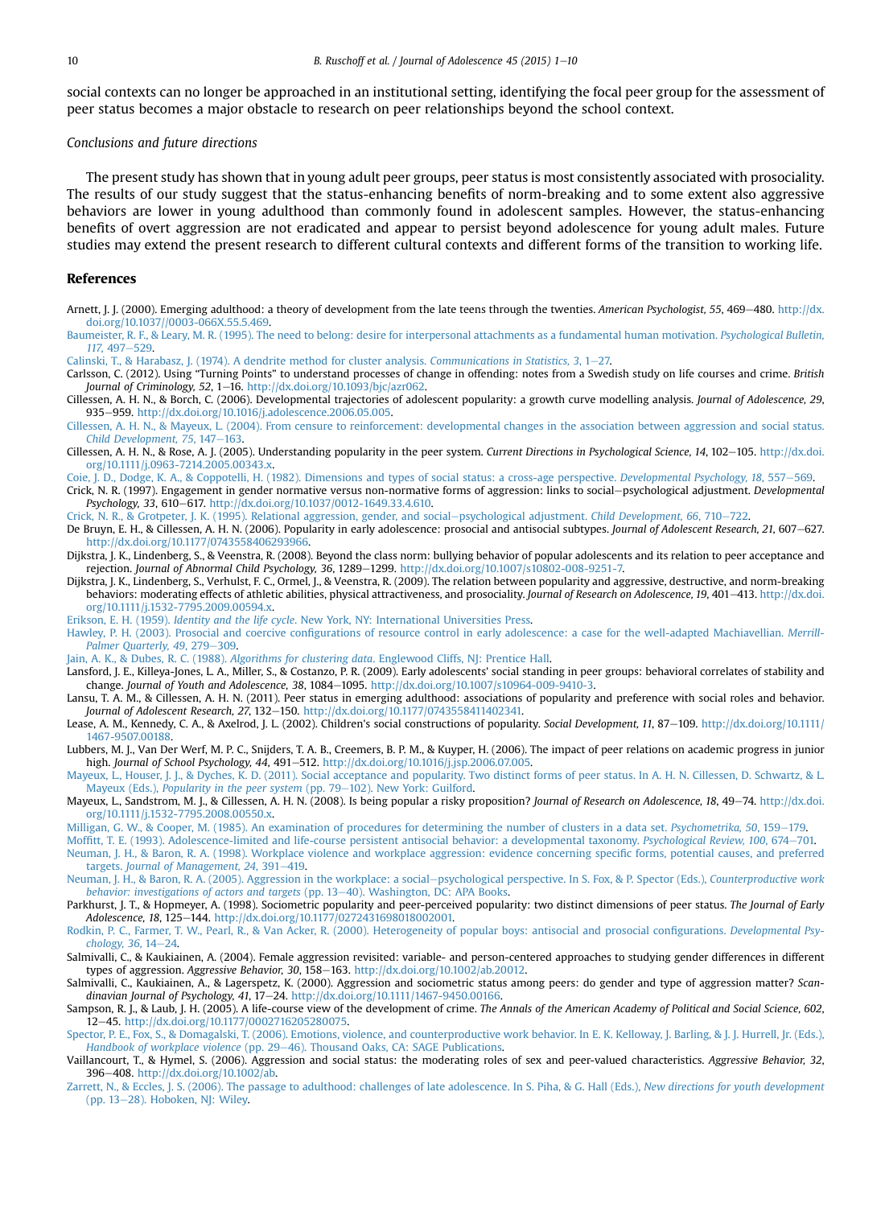social contexts can no longer be approached in an institutional setting, identifying the focal peer group for the assessment of peer status becomes a major obstacle to research on peer relationships beyond the school context.

*Conclusions and future directions*

The present study has shown that in young adult peer groups, peer status is most consistently associated with prosociality. The results of our study suggest that the status-enhancing benefits of norm-breaking and to some extent also aggressive behaviors are lower in young adulthood than commonly found in adolescent samples. However, the status-enhancing benefits of overt aggression are not eradicated and appear to persist beyond adolescence for young adult males. Future studies may extend the present research to different cultural contexts and different forms of the transition to working life.

## References

Arnett, J. J. (2000). Emerging adulthood: a theory of development from the late teens through the twenties. *American Psychologist, 55*, 469–480. http://dx.doi.org/10.1037//0003-066X.55.5.469.

Baumeister, R. F., & Leary, M. R. (1995). The need to belong: desire for interpersonal attachments as a fundamental human motivation. *Psychological Bulletin, 117*, 497–529.

Calinski, T., & Harabasz, J. (1974). A dendrite method for cluster analysis. *Communications in Statistics, 3*, 1–27.

Carlsson, C. (2012). Using "Turning Points" to understand processes of change in offending: notes from a Swedish study on life courses and crime. *British Journal of Criminology, 52*, 1–16. http://dx.doi.org/10.1093/bjc/azr062.

Cillessen, A. H. N., & Borch, C. (2006). Developmental trajectories of adolescent popularity: a growth curve modelling analysis. *Journal of Adolescence, 29*, 935–959. http://dx.doi.org/10.1016/j.adolescence.2006.05.005.

Cillessen, A. H. N., & Mayeux, L. (2004). From censure to reinforcement: developmental changes in the association between aggression and social status. *Child Development, 75*, 147–163.

Cillessen, A. H. N., & Rose, A. J. (2005). Understanding popularity in the peer system. *Current Directions in Psychological Science, 14*, 102–105. http://dx.doi.org/10.1111/j.0963-7214.2005.00343.x.

Coie, J. D., Dodge, K. A., & Coppotelli, H. (1982). Dimensions and types of social status: a cross-age perspective. *Developmental Psychology, 18*, 557–569.

Crick, N. R. (1997). Engagement in gender normative versus non-normative forms of aggression: links to social–psychological adjustment. *Developmental Psychology, 33*, 610–617. http://dx.doi.org/10.1037/0012-1649.33.4.610.

Crick, N. R., & Grotpeter, J. K. (1995). Relational aggression, gender, and social–psychological adjustment. *Child Development, 66*, 710–722.

De Bruyn, E. H., & Cillessen, A. H. N. (2006). Popularity in early adolescence: prosocial and antisocial subtypes. *Journal of Adolescent Research, 21*, 607–627. http://dx.doi.org/10.1177/0743558406293966.

Dijkstra, J. K., Lindenberg, S., & Veenstra, R. (2008). Beyond the class norm: bullying behavior of popular adolescents and its relation to peer acceptance and rejection. *Journal of Abnormal Child Psychology, 36*, 1289–1299. http://dx.doi.org/10.1007/s10802-008-9251-7.

Dijkstra, J. K., Lindenberg, S., Verhulst, F. C., Ormel, J., & Veenstra, R. (2009). The relation between popularity and aggressive, destructive, and norm-breaking behaviors: moderating effects of athletic abilities, physical attractiveness, and prosociality. *Journal of Research on Adolescence, 19*, 401–413. http://dx.doi.org/10.1111/j.1532-7795.2009.00594.x.

Erikson, E. H. (1959). *Identity and the life cycle*. New York, NY: International Universities Press.

Hawley, P. H. (2003). Prosocial and coercive configurations of resource control in early adolescence: a case for the well-adapted Machiavellian. *Merrill-Palmer Quarterly, 49*, 279–309.

Jain, A. K., & Dubes, R. C. (1988). *Algorithms for clustering data*. Englewood Cliffs, NJ: Prentice Hall.

Lansford, J. E., Killeya-Jones, L. A., Miller, S., & Costanzo, P. R. (2009). Early adolescents' social standing in peer groups: behavioral correlates of stability and change. *Journal of Youth and Adolescence, 38*, 1084–1095. http://dx.doi.org/10.1007/s10964-009-9410-3.

Lansu, T. A. M., & Cillessen, A. H. N. (2011). Peer status in emerging adulthood: associations of popularity and preference with social roles and behavior. *Journal of Adolescent Research, 27*, 132–150. http://dx.doi.org/10.1177/0743558411402341.

Lease, A. M., Kennedy, C. A., & Axelrod, J. L. (2002). Children's social constructions of popularity. *Social Development, 11*, 87–109. http://dx.doi.org/10.1111/1467-9507.00188.

Lubbers, M. J., Van Der Werf, M. P. C., Snijders, T. A. B., Creemers, B. P. M., & Kuyper, H. (2006). The impact of peer relations on academic progress in junior high. *Journal of School Psychology, 44*, 491–512. http://dx.doi.org/10.1016/j.jsp.2006.07.005.

Mayeux, L., Houser, J. J., & Dyches, K. D. (2011). Social acceptance and popularity. Two distinct forms of peer status. In A. H. N. Cillessen, D. Schwartz, & L. Mayeux (Eds.), *Popularity in the peer system* (pp. 79–102). New York: Guilford.

Mayeux, L., Sandstrom, M. J., & Cillessen, A. H. N. (2008). Is being popular a risky proposition? *Journal of Research on Adolescence, 18*, 49–74. http://dx.doi.org/10.1111/j.1532-7795.2008.00550.x.

Milligan, G. W., & Cooper, M. (1985). An examination of procedures for determining the number of clusters in a data set. *Psychometrika, 50*, 159–179.

Moffitt, T. E. (1993). Adolescence-limited and life-course persistent antisocial behavior: a developmental taxonomy. *Psychological Review, 100*, 674–701.

Neuman, J. H., & Baron, R. A. (1998). Workplace violence and workplace aggression: evidence concerning specific forms, potential causes, and preferred targets. *Journal of Management, 24*, 391–419.

Neuman, J. H., & Baron, R. A. (2005). Aggression in the workplace: a social–psychological perspective. In S. Fox, & P. Spector (Eds.), *Counterproductive work behavior: investigations of actors and targets* (pp. 13–40). Washington, DC: APA Books.

Parkhurst, J. T., & Hopmeyer, A. (1998). Sociometric popularity and peer-perceived popularity: two distinct dimensions of peer status. *The Journal of Early Adolescence, 18*, 125–144. http://dx.doi.org/10.1177/0272431698018002001.

Rodkin, P. C., Farmer, T. W., Pearl, R., & Van Acker, R. (2000). Heterogeneity of popular boys: antisocial and prosocial configurations. *Developmental Psychology, 36*, 14–24.

Salmivalli, C., & Kaukiainen, A. (2004). Female aggression revisited: variable- and person-centered approaches to studying gender differences in different types of aggression. *Aggressive Behavior, 30*, 158–163. http://dx.doi.org/10.1002/ab.20012.

Salmivalli, C., Kaukiainen, A., & Lagerspetz, K. (2000). Aggression and sociometric status among peers: do gender and type of aggression matter? *Scandinavian Journal of Psychology, 41*, 17–24. http://dx.doi.org/10.1111/1467-9450.00166.

Sampson, R. J., & Laub, J. H. (2005). A life-course view of the development of crime. *The Annals of the American Academy of Political and Social Science, 602*, 12–45. http://dx.doi.org/10.1177/0002716205280075.

Spector, P. E., Fox, S., & Domagalski, T. (2006). Emotions, violence, and counterproductive work behavior. In E. K. Kelloway, J. Barling, & J. J. Hurrell, Jr. (Eds.), *Handbook of workplace violence* (pp. 29–46). Thousand Oaks, CA: SAGE Publications.

Vaillancourt, T., & Hymel, S. (2006). Aggression and social status: the moderating roles of sex and peer-valued characteristics. *Aggressive Behavior, 32*, 396–408. http://dx.doi.org/10.1002/ab.

Zarrett, N., & Eccles, J. S. (2006). The passage to adulthood: challenges of late adolescence. In S. Piha, & G. Hall (Eds.), *New directions for youth development* (pp. 13–28). Hoboken, NJ: Wiley.